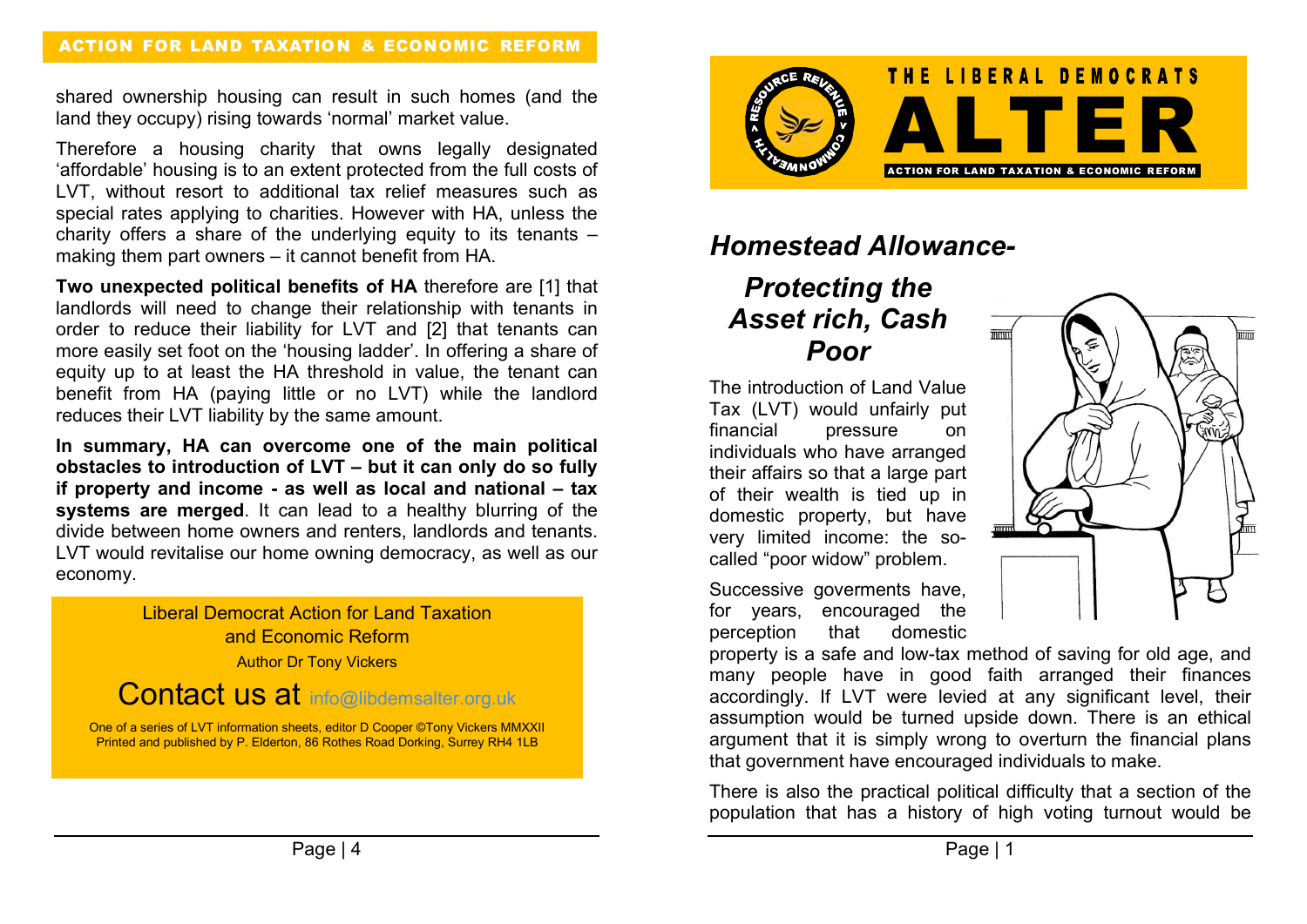shared ownership housing can result in such homes (and the land they occupy) rising towards 'normal' market value.

Therefore a housing charity that owns legally designated 'affordable' housing is to an extent protected from the full costs of LVT, without resort to additional tax relief measures such as special rates applying to charities. However with HA, unless the charity offers a share of the underlying equity to its tenants – making them part owners – it cannot benefit from HA.

**Two unexpected political benefits of HA** therefore are [1] that landlords will need to change their relationship with tenants in order to reduce their liability for LVT and [2] that tenants can more easily set foot on the 'housing ladder'. In offering a share of equity up to at least the HA threshold in value, the tenant can benefit from HA (paying little or no LVT) while the landlord reduces their LVT liability by the same amount.

**In summary, HA can overcome one of the main political obstacles to introduction of LVT – but it can only do so fully if property and income - as well as local and national – tax systems are merged**. It can lead to a healthy blurring of the divide between home owners and renters, landlords and tenants. LVT would revitalise our home owning democracy, as well as our economy.

Liberal Democrat Action for Land Taxation and Economic Reform

Author Dr Tony Vickers

Contact us at info@libdemsalter.org.uk

One of a series of LVT information sheets, editor D Cooper ©Tony Vickers MMXXII
Printed and published by P. Elderton, 86 Rothes Road Dorking, Surrey RH4 1LB

RESOURCE REVENUE v COMMONWEALTH

THE LIBERAL DEMOCRATS

# ALTER

ACTION FOR LAND TAXATION & ECONOMIC REFORM

# *Homestead Allowance-*

## *Protecting the Asset rich, Cash Poor*

The introduction of Land Value Tax (LVT) would unfairly put financial pressure on individuals who have arranged their affairs so that a large part of their wealth is tied up in domestic property, but have very limited income: the so-called "poor widow" problem.

Successive goverments have, for years, encouraged the perception that domestic property is a safe and low-tax method of saving for old age, and many people have in good faith arranged their finances accordingly. If LVT were levied at any significant level, their assumption would be turned upside down. There is an ethical argument that it is simply wrong to overturn the financial plans that government have encouraged individuals to make.

There is also the practical political difficulty that a section of the population that has a history of high voting turnout would be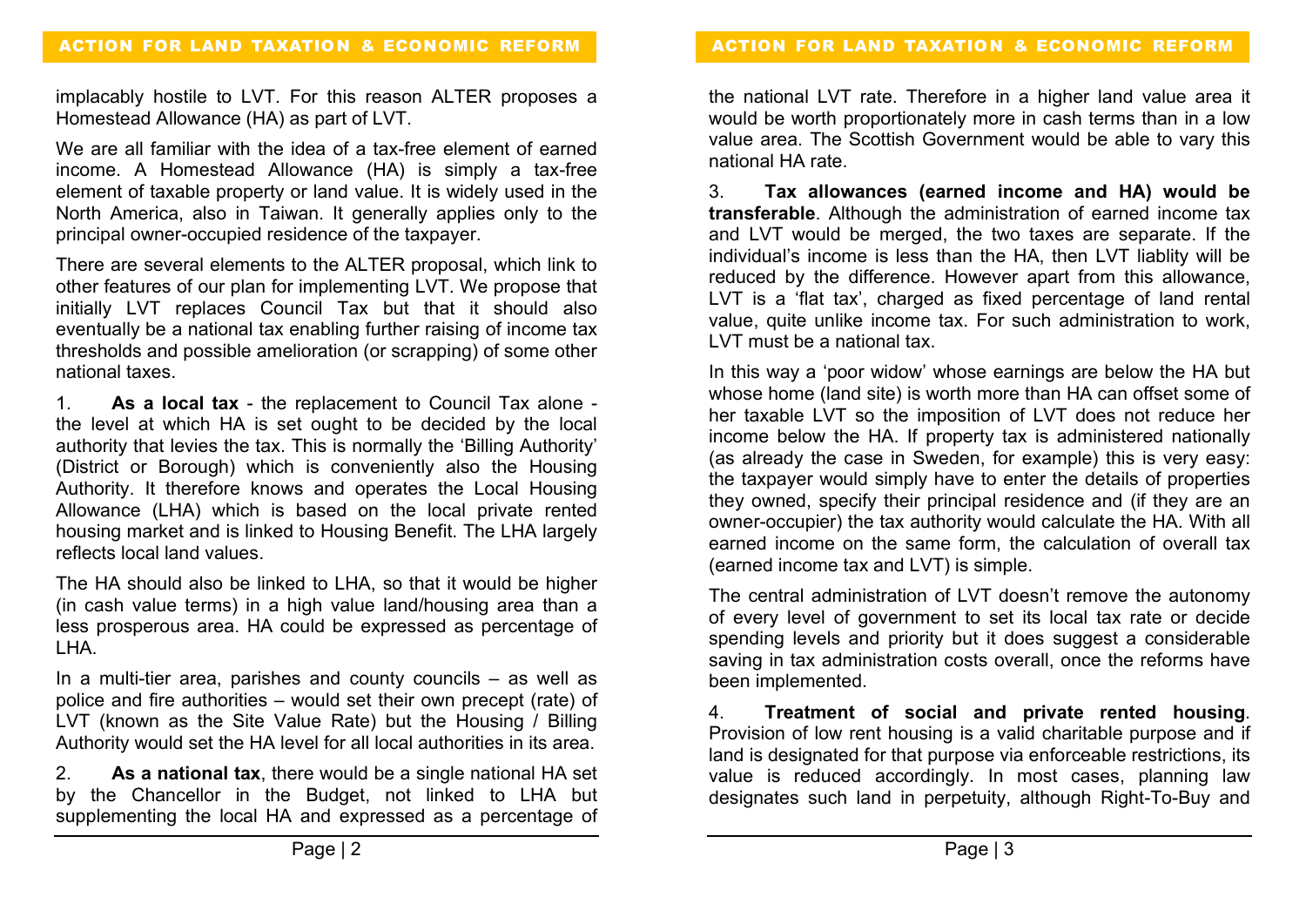implacably hostile to LVT. For this reason ALTER proposes a Homestead Allowance (HA) as part of LVT.

We are all familiar with the idea of a tax-free element of earned income. A Homestead Allowance (HA) is simply a tax-free element of taxable property or land value. It is widely used in the North America, also in Taiwan. It generally applies only to the principal owner-occupied residence of the taxpayer.

There are several elements to the ALTER proposal, which link to other features of our plan for implementing LVT. We propose that initially LVT replaces Council Tax but that it should also eventually be a national tax enabling further raising of income tax thresholds and possible amelioration (or scrapping) of some other national taxes.

1. **As a local tax** - the replacement to Council Tax alone - the level at which HA is set ought to be decided by the local authority that levies the tax. This is normally the 'Billing Authority' (District or Borough) which is conveniently also the Housing Authority. It therefore knows and operates the Local Housing Allowance (LHA) which is based on the local private rented housing market and is linked to Housing Benefit. The LHA largely reflects local land values.

The HA should also be linked to LHA, so that it would be higher (in cash value terms) in a high value land/housing area than a less prosperous area. HA could be expressed as percentage of LHA.

In a multi-tier area, parishes and county councils – as well as police and fire authorities – would set their own precept (rate) of LVT (known as the Site Value Rate) but the Housing / Billing Authority would set the HA level for all local authorities in its area.

2. **As a national tax**, there would be a single national HA set by the Chancellor in the Budget, not linked to LHA but supplementing the local HA and expressed as a percentage of the national LVT rate. Therefore in a higher land value area it would be worth proportionately more in cash terms than in a low value area. The Scottish Government would be able to vary this national HA rate.

3. **Tax allowances (earned income and HA) would be transferable**. Although the administration of earned income tax and LVT would be merged, the two taxes are separate. If the individual's income is less than the HA, then LVT liablity will be reduced by the difference. However apart from this allowance, LVT is a 'flat tax', charged as fixed percentage of land rental value, quite unlike income tax. For such administration to work, LVT must be a national tax.

In this way a 'poor widow' whose earnings are below the HA but whose home (land site) is worth more than HA can offset some of her taxable LVT so the imposition of LVT does not reduce her income below the HA. If property tax is administered nationally (as already the case in Sweden, for example) this is very easy: the taxpayer would simply have to enter the details of properties they owned, specify their principal residence and (if they are an owner-occupier) the tax authority would calculate the HA. With all earned income on the same form, the calculation of overall tax (earned income tax and LVT) is simple.

The central administration of LVT doesn't remove the autonomy of every level of government to set its local tax rate or decide spending levels and priority but it does suggest a considerable saving in tax administration costs overall, once the reforms have been implemented.

4. **Treatment of social and private rented housing**. Provision of low rent housing is a valid charitable purpose and if land is designated for that purpose via enforceable restrictions, its value is reduced accordingly. In most cases, planning law designates such land in perpetuity, although Right-To-Buy and